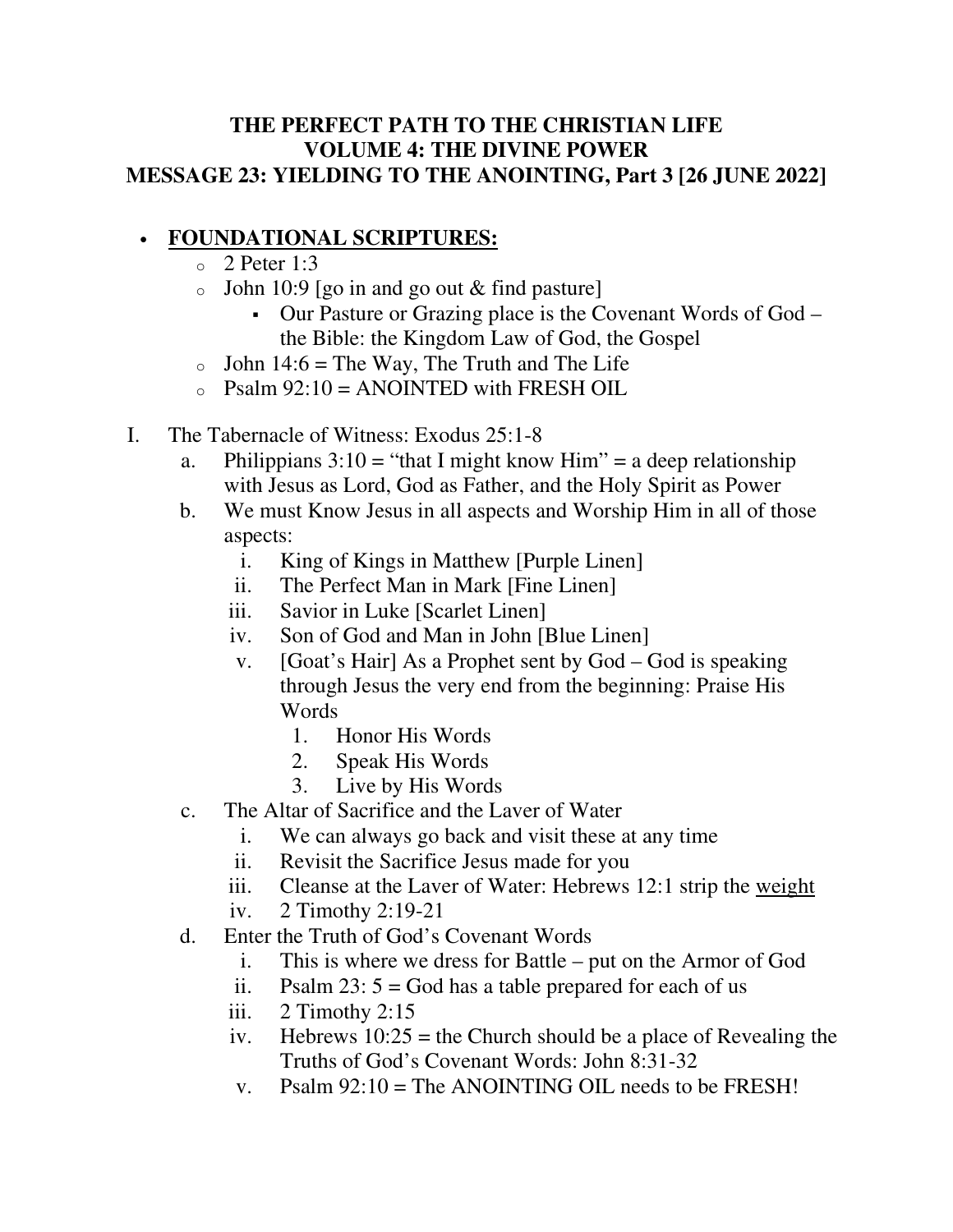# THE PERFECT PATH TO THE CHRISTIAN LIFE
# VOLUME 4: THE DIVINE POWER
# MESSAGE 23: YIELDING TO THE ANOINTING, Part 3 [26 JUNE 2022]

- **<u>FOUNDATIONAL SCRIPTURES:</u>**
  - 2 Peter 1:3
  - John 10:9 [go in and go out & find pasture]
    - Our Pasture or Grazing place is the Covenant Words of God – the Bible: the Kingdom Law of God, the Gospel
  - John 14:6 = The Way, The Truth and The Life
  - Psalm 92:10 = ANOINTED with FRESH OIL

I. The Tabernacle of Witness: Exodus 25:1-8
   a. Philippians 3:10 = "that I might know Him" = a deep relationship with Jesus as Lord, God as Father, and the Holy Spirit as Power
   b. We must Know Jesus in all aspects and Worship Him in all of those aspects:
      i. King of Kings in Matthew [Purple Linen]
      ii. The Perfect Man in Mark [Fine Linen]
      iii. Savior in Luke [Scarlet Linen]
      iv. Son of God and Man in John [Blue Linen]
      v. [Goat's Hair] As a Prophet sent by God – God is speaking through Jesus the very end from the beginning: Praise His Words
         1. Honor His Words
         2. Speak His Words
         3. Live by His Words
   c. The Altar of Sacrifice and the Laver of Water
      i. We can always go back and visit these at any time
      ii. Revisit the Sacrifice Jesus made for you
      iii. Cleanse at the Laver of Water: Hebrews 12:1 strip the <u>weight</u>
      iv. 2 Timothy 2:19-21
   d. Enter the Truth of God's Covenant Words
      i. This is where we dress for Battle – put on the Armor of God
      ii. Psalm 23: 5 = God has a table prepared for each of us
      iii. 2 Timothy 2:15
      iv. Hebrews 10:25 = the Church should be a place of Revealing the Truths of God's Covenant Words: John 8:31-32
      v. Psalm 92:10 = The ANOINTING OIL needs to be FRESH!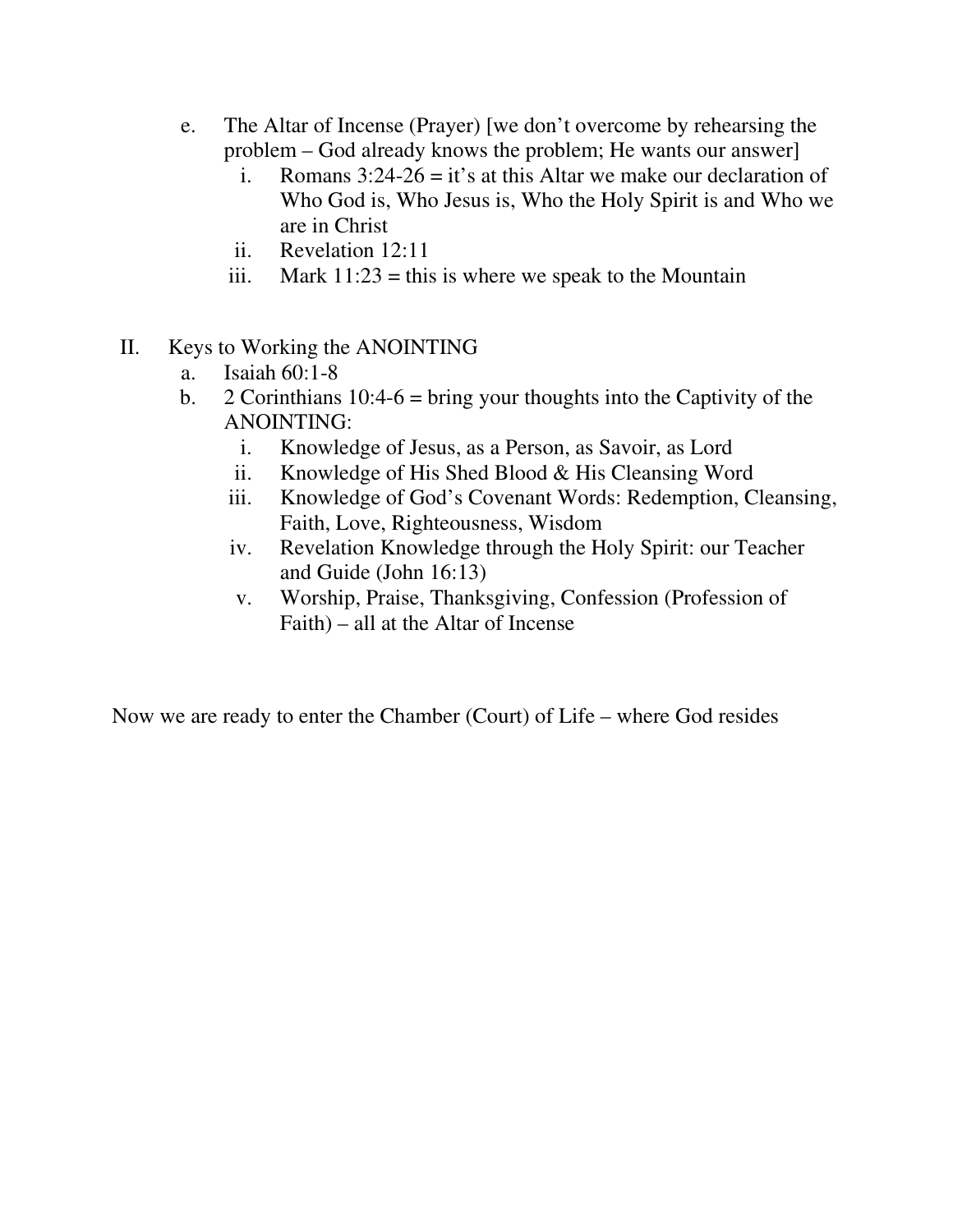e. The Altar of Incense (Prayer) [we don't overcome by rehearsing the problem – God already knows the problem; He wants our answer]

    i. Romans 3:24-26 = it's at this Altar we make our declaration of Who God is, Who Jesus is, Who the Holy Spirit is and Who we are in Christ
    ii. Revelation 12:11
    iii. Mark 11:23 = this is where we speak to the Mountain

II. Keys to Working the ANOINTING

  a. Isaiah 60:1-8
  b. 2 Corinthians 10:4-6 = bring your thoughts into the Captivity of the ANOINTING:

      i. Knowledge of Jesus, as a Person, as Savoir, as Lord
      ii. Knowledge of His Shed Blood & His Cleansing Word
      iii. Knowledge of God's Covenant Words: Redemption, Cleansing, Faith, Love, Righteousness, Wisdom
      iv. Revelation Knowledge through the Holy Spirit: our Teacher and Guide (John 16:13)
      v. Worship, Praise, Thanksgiving, Confession (Profession of Faith) – all at the Altar of Incense

Now we are ready to enter the Chamber (Court) of Life – where God resides